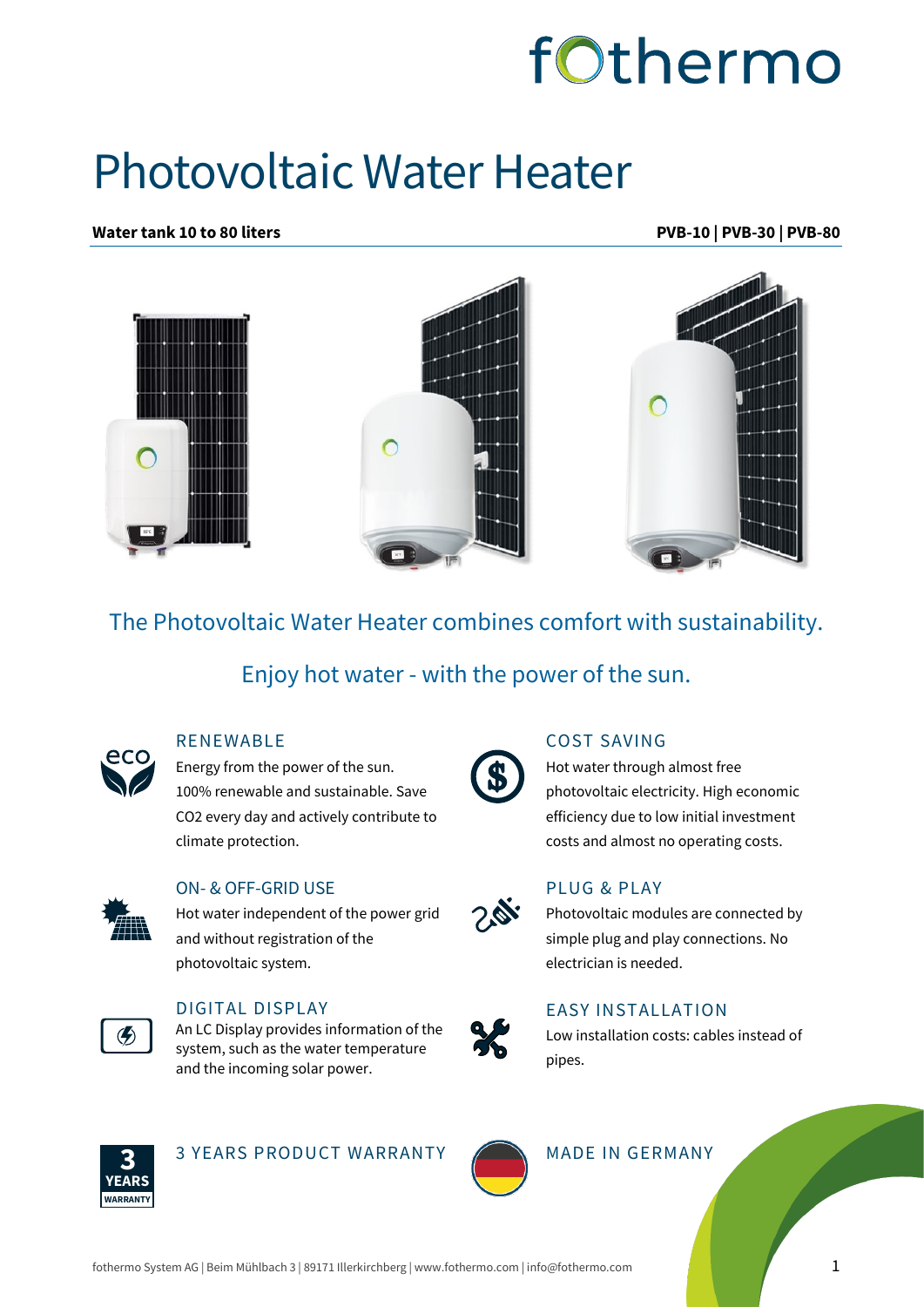fothermo

# Photovoltaic Water Heater

**Water tank 10 to 80 liters** | **PVB-10 | PVB-30 | PVB-80**

## The Photovoltaic Water Heater combines comfort with sustainability.

## Enjoy hot water - with the power of the sun.

### RENEWABLE

Energy from the power of the sun. 100% renewable and sustainable. Save $CO_2$ every day and actively contribute to climate protection.

### ON- & OFF-GRID USE

Hot water independent of the power grid and without registration of the photovoltaic system.

### DIGITAL DISPLAY

An LC Display provides information of the system, such as the water temperature and the incoming solar power.

### COST SAVING

Hot water through almost free photovoltaic electricity. High economic efficiency due to low initial investment costs and almost no operating costs.

### PLUG & PLAY

Photovoltaic modules are connected by simple plug and play connections. No electrician is needed.

### EASY INSTALLATION

Low installation costs: cables instead of pipes.

### 3 YEARS PRODUCT WARRANTY

### MADE IN GERMANY

fothermo System AG | Beim Mühlbach 3 | 89171 Illerkirchberg | www.fothermo.com | info@fothermo.com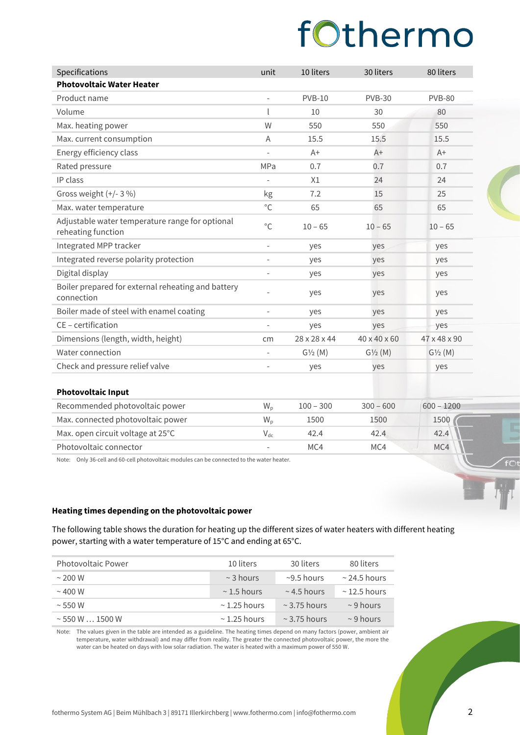| Specifications | unit | 10 liters | 30 liters | 80 liters |
|---|---|---|---|---|
| **Photovoltaic Water Heater** | | | | |
| Product name | - | PVB-10 | PVB-30 | PVB-80 |
| Volume | l | 10 | 30 | 80 |
| Max. heating power | W | 550 | 550 | 550 |
| Max. current consumption | A | 15.5 | 15.5 | 15.5 |
| Energy efficiency class | - | A+ | A+ | A+ |
| Rated pressure | MPa | 0.7 | 0.7 | 0.7 |
| IP class | - | X1 | 24 | 24 |
| Gross weight (+/- 3 %) | kg | 7.2 | 15 | 25 |
| Max. water temperature | °C | 65 | 65 | 65 |
| Adjustable water temperature range for optional reheating function | °C | 10 – 65 | 10 – 65 | 10 – 65 |
| Integrated MPP tracker | - | yes | yes | yes |
| Integrated reverse polarity protection | - | yes | yes | yes |
| Digital display | - | yes | yes | yes |
| Boiler prepared for external reheating and battery connection | - | yes | yes | yes |
| Boiler made of steel with enamel coating | - | yes | yes | yes |
| CE – certification | - | yes | yes | yes |
| Dimensions (length, width, height) | cm | 28 x 28 x 44 | 40 x 40 x 60 | 47 x 48 x 90 |
| Water connection | - | G½ (M) | G½ (M) | G½ (M) |
| Check and pressure relief valve | - | yes | yes | yes |
| **Photovoltaic Input** | | | | |
| Recommended photovoltaic power | $W_p$ | 100 – 300 | 300 – 600 | 600 – 1200 |
| Max. connected photovoltaic power | $W_p$ | 1500 | 1500 | 1500 |
| Max. open circuit voltage at 25°C | $V_{dc}$ | 42.4 | 42.4 | 42.4 |
| Photovoltaic connector | - | MC4 | MC4 | MC4 |

Note: Only 36-cell and 60-cell photovoltaic modules can be connected to the water heater.

### Heating times depending on the photovoltaic power

The following table shows the duration for heating up the different sizes of water heaters with different heating power, starting with a water temperature of 15°C and ending at 65°C.

| Photovoltaic Power | 10 liters | 30 liters | 80 liters |
|---|---|---|---|
| ~ 200 W | ~ 3 hours | ~9.5 hours | ~ 24.5 hours |
| ~ 400 W | ~ 1.5 hours | ~ 4.5 hours | ~ 12.5 hours |
| ~ 550 W | ~ 1.25 hours | ~ 3.75 hours | ~ 9 hours |
| ~ 550 W … 1500 W | ~ 1.25 hours | ~ 3.75 hours | ~ 9 hours |

Note: The values given in the table are intended as a guideline. The heating times depend on many factors (power, ambient air temperature, water withdrawal) and may differ from reality. The greater the connected photovoltaic power, the more the water can be heated on days with low solar radiation. The water is heated with a maximum power of 550 W.

fothermo System AG | Beim Mühlbach 3 | 89171 Illerkirchberg | www.fothermo.com | info@fothermo.com